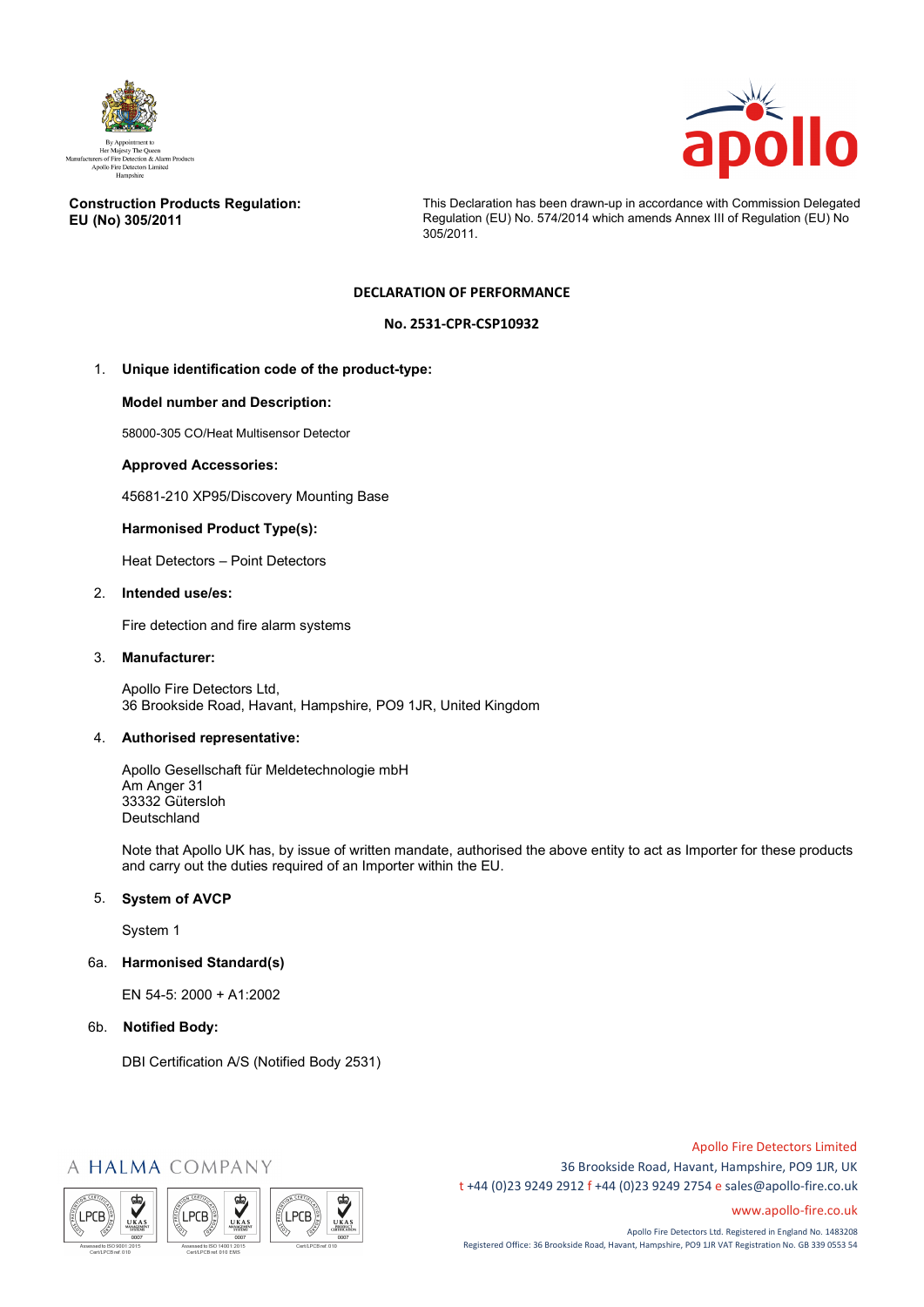By Appointment to
Her Majesty The Queen
Manufacturers of Fire Detection & Alarm Products
Apollo Fire Detectors Limited
Hampshire

**Construction Products Regulation:
EU (No) 305/2011**

This Declaration has been drawn-up in accordance with Commission Delegated Regulation (EU) No. 574/2014 which amends Annex III of Regulation (EU) No 305/2011.

## DECLARATION OF PERFORMANCE

### No. 2531-CPR-CSP10932

1. **Unique identification code of the product-type:**

   **Model number and Description:**

   58000-305 CO/Heat Multisensor Detector

   **Approved Accessories:**

   45681-210 XP95/Discovery Mounting Base

   **Harmonised Product Type(s):**

   Heat Detectors – Point Detectors

2. **Intended use/es:**

   Fire detection and fire alarm systems

3. **Manufacturer:**

   Apollo Fire Detectors Ltd,
   36 Brookside Road, Havant, Hampshire, PO9 1JR, United Kingdom

4. **Authorised representative:**

   Apollo Gesellschaft für Meldetechnologie mbH
   Am Anger 31
   33332 Gütersloh
   Deutschland

   Note that Apollo UK has, by issue of written mandate, authorised the above entity to act as Importer for these products and carry out the duties required of an Importer within the EU.

5. **System of AVCP**

   System 1

6a. **Harmonised Standard(s)**

   EN 54-5: 2000 + A1:2002

6b. **Notified Body:**

   DBI Certification A/S (Notified Body 2531)

A HALMA COMPANY

Apollo Fire Detectors Limited
36 Brookside Road, Havant, Hampshire, PO9 1JR, UK
t +44 (0)23 9249 2912 f +44 (0)23 9249 2754 e sales@apollo-fire.co.uk
www.apollo-fire.co.uk

Apollo Fire Detectors Ltd. Registered in England No. 1483208
Registered Office: 36 Brookside Road, Havant, Hampshire, PO9 1JR VAT Registration No. GB 339 0553 54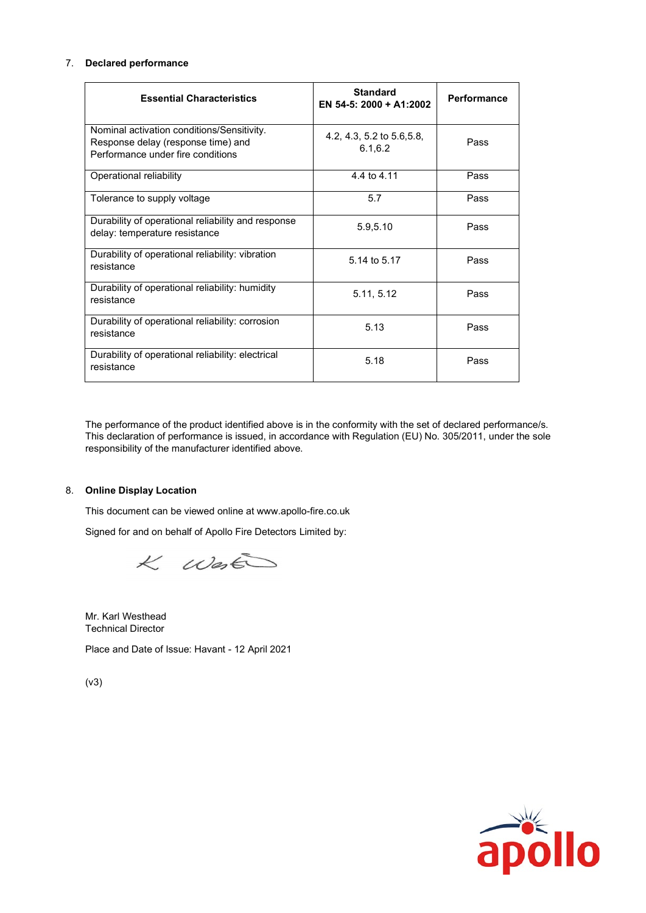7. **Declared performance**

| **Essential Characteristics** | **Standard EN 54-5: 2000 + A1:2002** | **Performance** |
|---|---|---|
| Nominal activation conditions/Sensitivity. Response delay (response time) and Performance under fire conditions | 4.2, 4.3, 5.2 to 5.6,5.8, 6.1,6.2 | Pass |
| Operational reliability | 4.4 to 4.11 | Pass |
| Tolerance to supply voltage | 5.7 | Pass |
| Durability of operational reliability and response delay: temperature resistance | 5.9,5.10 | Pass |
| Durability of operational reliability: vibration resistance | 5.14 to 5.17 | Pass |
| Durability of operational reliability: humidity resistance | 5.11, 5.12 | Pass |
| Durability of operational reliability: corrosion resistance | 5.13 | Pass |
| Durability of operational reliability: electrical resistance | 5.18 | Pass |

The performance of the product identified above is in the conformity with the set of declared performance/s. This declaration of performance is issued, in accordance with Regulation (EU) No. 305/2011, under the sole responsibility of the manufacturer identified above.

8. **Online Display Location**

This document can be viewed online at www.apollo-fire.co.uk

Signed for and on behalf of Apollo Fire Detectors Limited by:

Mr. Karl Westhead
Technical Director

Place and Date of Issue: Havant - 12 April 2021

(v3)